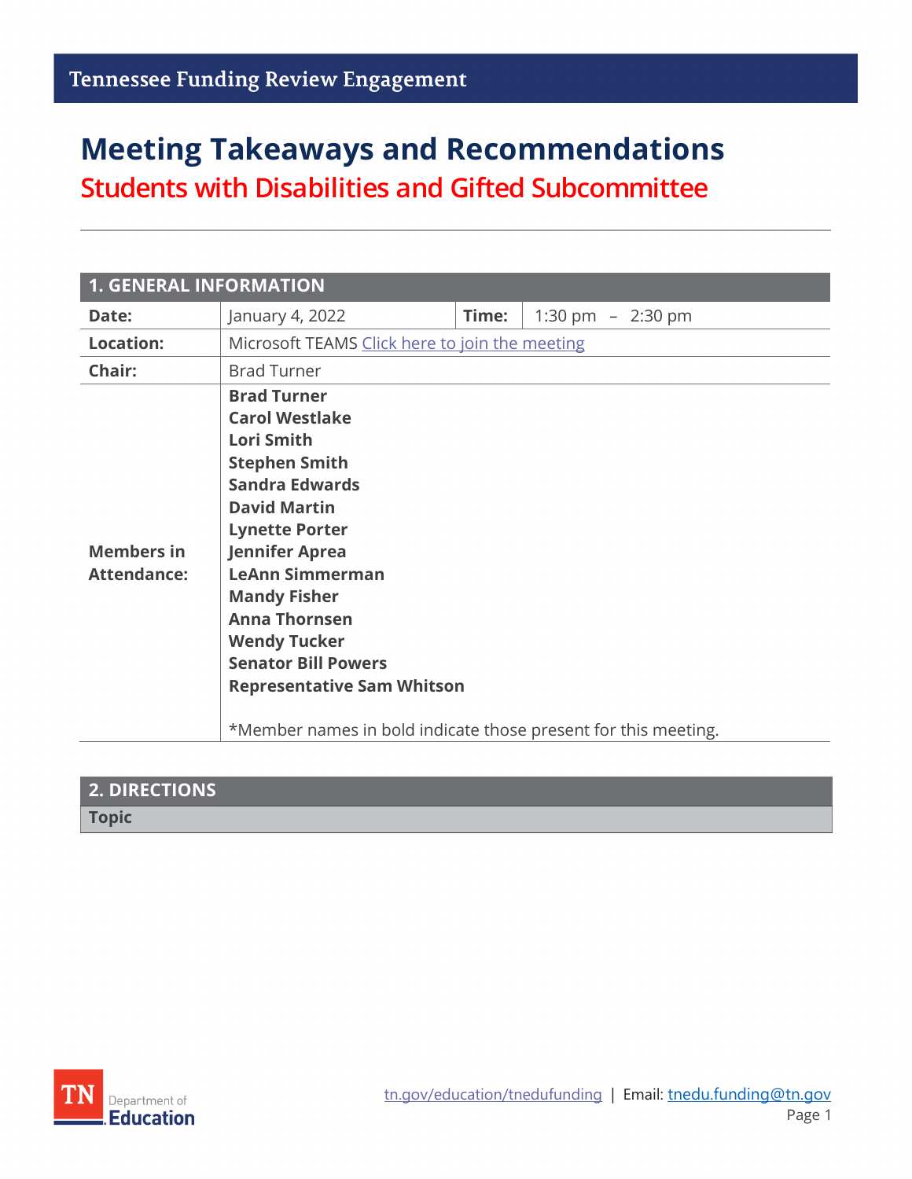# Meeting Takeaways and Recommendations

## Students with Disabilities and Gifted Subcommittee

| 1. GENERAL INFORMATION | | | |
|---|---|---|---|
| **Date:** | January 4, 2022 | **Time:** | 1:30 pm – 2:30 pm |
| **Location:** | Microsoft TEAMS [Click here to join the meeting]() | | |
| **Chair:** | Brad Turner | | |
| **Members in Attendance:** | **Brad Turner**<br>**Carol Westlake**<br>**Lori Smith**<br>**Stephen Smith**<br>**Sandra Edwards**<br>**David Martin**<br>**Lynette Porter**<br>**Jennifer Aprea**<br>**LeAnn Simmerman**<br>**Mandy Fisher**<br>**Anna Thornsen**<br>**Wendy Tucker**<br>**Senator Bill Powers**<br>**Representative Sam Whitson**<br><br>*Member names in bold indicate those present for this meeting. | | |

| 2. DIRECTIONS |
|---|
| **Topic** |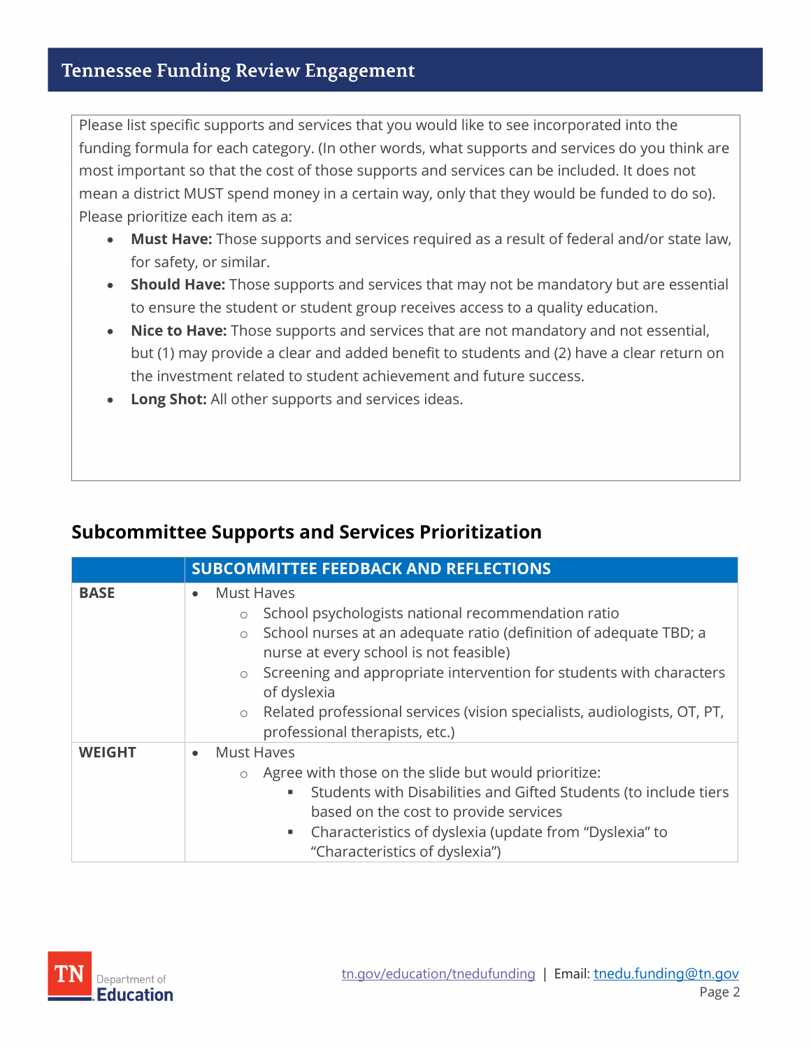Please list specific supports and services that you would like to see incorporated into the funding formula for each category. (In other words, what supports and services do you think are most important so that the cost of those supports and services can be included. It does not mean a district MUST spend money in a certain way, only that they would be funded to do so). Please prioritize each item as a:

- **Must Have:** Those supports and services required as a result of federal and/or state law, for safety, or similar.
- **Should Have:** Those supports and services that may not be mandatory but are essential to ensure the student or student group receives access to a quality education.
- **Nice to Have:** Those supports and services that are not mandatory and not essential, but (1) may provide a clear and added benefit to students and (2) have a clear return on the investment related to student achievement and future success.
- **Long Shot:** All other supports and services ideas.

## Subcommittee Supports and Services Prioritization

| | SUBCOMMITTEE FEEDBACK AND REFLECTIONS |
|---|---|
| **BASE** | • Must Haves<br>&nbsp;&nbsp;&nbsp;&nbsp;○ School psychologists national recommendation ratio<br>&nbsp;&nbsp;&nbsp;&nbsp;○ School nurses at an adequate ratio (definition of adequate TBD; a nurse at every school is not feasible)<br>&nbsp;&nbsp;&nbsp;&nbsp;○ Screening and appropriate intervention for students with characters of dyslexia<br>&nbsp;&nbsp;&nbsp;&nbsp;○ Related professional services (vision specialists, audiologists, OT, PT, professional therapists, etc.) |
| **WEIGHT** | • Must Haves<br>&nbsp;&nbsp;&nbsp;&nbsp;○ Agree with those on the slide but would prioritize:<br>&nbsp;&nbsp;&nbsp;&nbsp;&nbsp;&nbsp;&nbsp;&nbsp;▪ Students with Disabilities and Gifted Students (to include tiers based on the cost to provide services<br>&nbsp;&nbsp;&nbsp;&nbsp;&nbsp;&nbsp;&nbsp;&nbsp;▪ Characteristics of dyslexia (update from "Dyslexia" to "Characteristics of dyslexia") |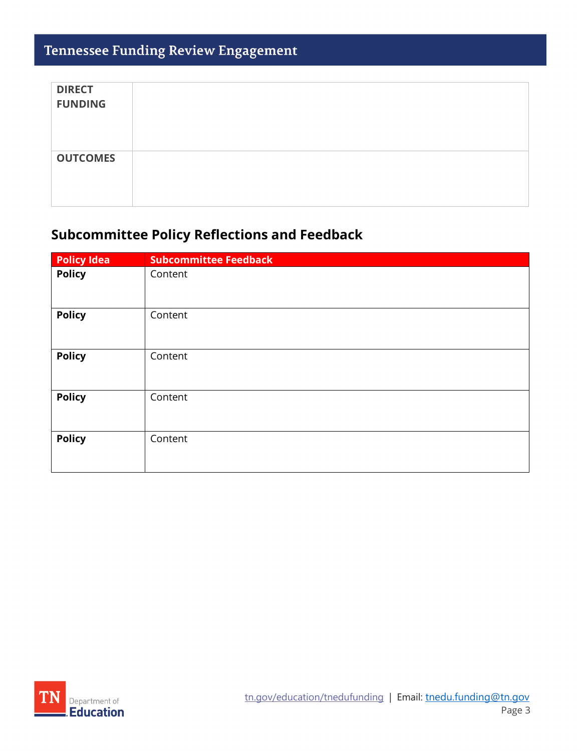| | |
|---|---|
| **DIRECT FUNDING** | |
| **OUTCOMES** | |

## Subcommittee Policy Reflections and Feedback

| Policy Idea | Subcommittee Feedback |
|---|---|
| **Policy** | Content |
| **Policy** | Content |
| **Policy** | Content |
| **Policy** | Content |
| **Policy** | Content |